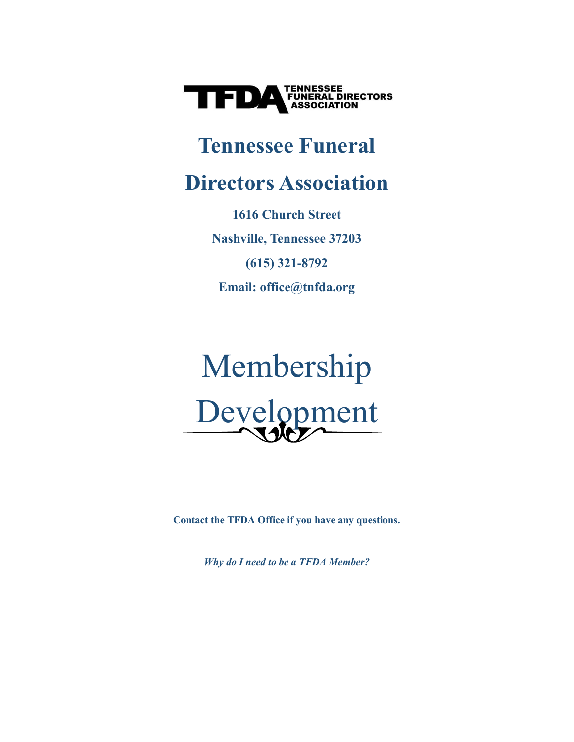TFDA TENNESSEE FUNERAL DIRECTORS ASSOCIATION

# Tennessee Funeral Directors Association

**1616 Church Street**

**Nashville, Tennessee 37203**

**(615) 321-8792**

**Email: office@tnfda.org**

# Membership Development

**Contact the TFDA Office if you have any questions.**

***Why do I need to be a TFDA Member?***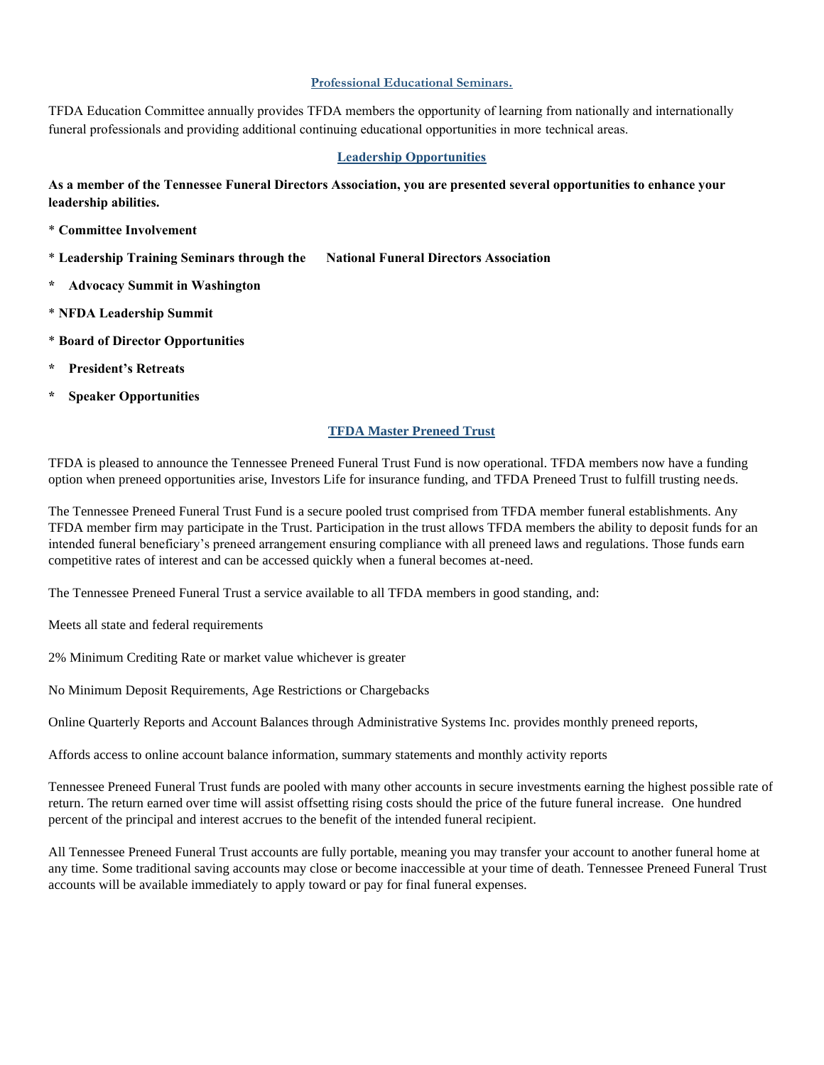## Professional Educational Seminars.

TFDA Education Committee annually provides TFDA members the opportunity of learning from nationally and internationally funeral professionals and providing additional continuing educational opportunities in more technical areas.

## Leadership Opportunities

**As a member of the Tennessee Funeral Directors Association, you are presented several opportunities to enhance your leadership abilities.**

* **Committee Involvement**
* **Leadership Training Seminars through the National Funeral Directors Association**
* **Advocacy Summit in Washington**
* **NFDA Leadership Summit**
* **Board of Director Opportunities**
* **President's Retreats**
* **Speaker Opportunities**

## TFDA Master Preneed Trust

TFDA is pleased to announce the Tennessee Preneed Funeral Trust Fund is now operational. TFDA members now have a funding option when preneed opportunities arise, Investors Life for insurance funding, and TFDA Preneed Trust to fulfill trusting needs.

The Tennessee Preneed Funeral Trust Fund is a secure pooled trust comprised from TFDA member funeral establishments. Any TFDA member firm may participate in the Trust. Participation in the trust allows TFDA members the ability to deposit funds for an intended funeral beneficiary's preneed arrangement ensuring compliance with all preneed laws and regulations. Those funds earn competitive rates of interest and can be accessed quickly when a funeral becomes at-need.

The Tennessee Preneed Funeral Trust a service available to all TFDA members in good standing, and:

Meets all state and federal requirements

2% Minimum Crediting Rate or market value whichever is greater

No Minimum Deposit Requirements, Age Restrictions or Chargebacks

Online Quarterly Reports and Account Balances through Administrative Systems Inc. provides monthly preneed reports,

Affords access to online account balance information, summary statements and monthly activity reports

Tennessee Preneed Funeral Trust funds are pooled with many other accounts in secure investments earning the highest possible rate of return. The return earned over time will assist offsetting rising costs should the price of the future funeral increase. One hundred percent of the principal and interest accrues to the benefit of the intended funeral recipient.

All Tennessee Preneed Funeral Trust accounts are fully portable, meaning you may transfer your account to another funeral home at any time. Some traditional saving accounts may close or become inaccessible at your time of death. Tennessee Preneed Funeral Trust accounts will be available immediately to apply toward or pay for final funeral expenses.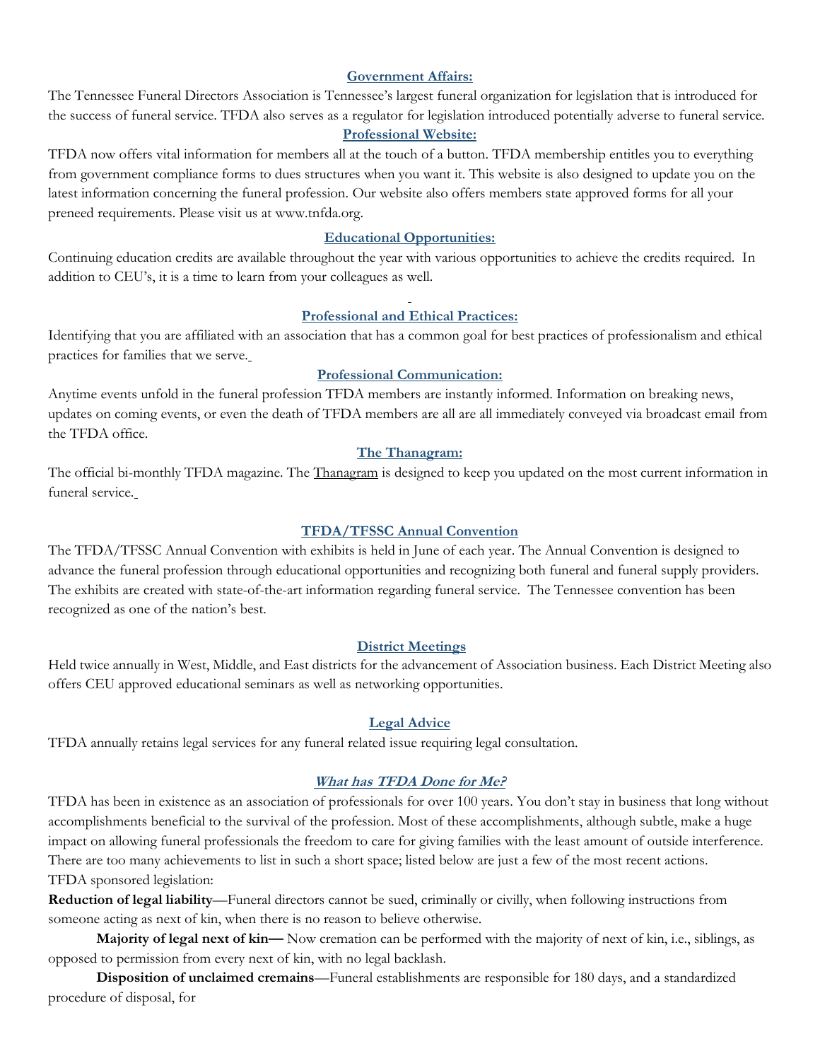## Government Affairs:

The Tennessee Funeral Directors Association is Tennessee's largest funeral organization for legislation that is introduced for the success of funeral service. TFDA also serves as a regulator for legislation introduced potentially adverse to funeral service.

## Professional Website:

TFDA now offers vital information for members all at the touch of a button. TFDA membership entitles you to everything from government compliance forms to dues structures when you want it. This website is also designed to update you on the latest information concerning the funeral profession. Our website also offers members state approved forms for all your preneed requirements. Please visit us at www.tnfda.org.

## Educational Opportunities:

Continuing education credits are available throughout the year with various opportunities to achieve the credits required. In addition to CEU's, it is a time to learn from your colleagues as well.

## Professional and Ethical Practices:

Identifying that you are affiliated with an association that has a common goal for best practices of professionalism and ethical practices for families that we serve.

## Professional Communication:

Anytime events unfold in the funeral profession TFDA members are instantly informed. Information on breaking news, updates on coming events, or even the death of TFDA members are all are all immediately conveyed via broadcast email from the TFDA office.

## The Thanagram:

The official bi-monthly TFDA magazine. The Thanagram is designed to keep you updated on the most current information in funeral service.

## TFDA/TFSSC Annual Convention

The TFDA/TFSSC Annual Convention with exhibits is held in June of each year. The Annual Convention is designed to advance the funeral profession through educational opportunities and recognizing both funeral and funeral supply providers. The exhibits are created with state-of-the-art information regarding funeral service. The Tennessee convention has been recognized as one of the nation's best.

## District Meetings

Held twice annually in West, Middle, and East districts for the advancement of Association business. Each District Meeting also offers CEU approved educational seminars as well as networking opportunities.

## Legal Advice

TFDA annually retains legal services for any funeral related issue requiring legal consultation.

## *What has TFDA Done for Me?*

TFDA has been in existence as an association of professionals for over 100 years. You don't stay in business that long without accomplishments beneficial to the survival of the profession. Most of these accomplishments, although subtle, make a huge impact on allowing funeral professionals the freedom to care for giving families with the least amount of outside interference. There are too many achievements to list in such a short space; listed below are just a few of the most recent actions.
TFDA sponsored legislation:

**Reduction of legal liability**—Funeral directors cannot be sued, criminally or civilly, when following instructions from someone acting as next of kin, when there is no reason to believe otherwise.

**Majority of legal next of kin—** Now cremation can be performed with the majority of next of kin, i.e., siblings, as opposed to permission from every next of kin, with no legal backlash.

**Disposition of unclaimed cremains**—Funeral establishments are responsible for 180 days, and a standardized procedure of disposal, for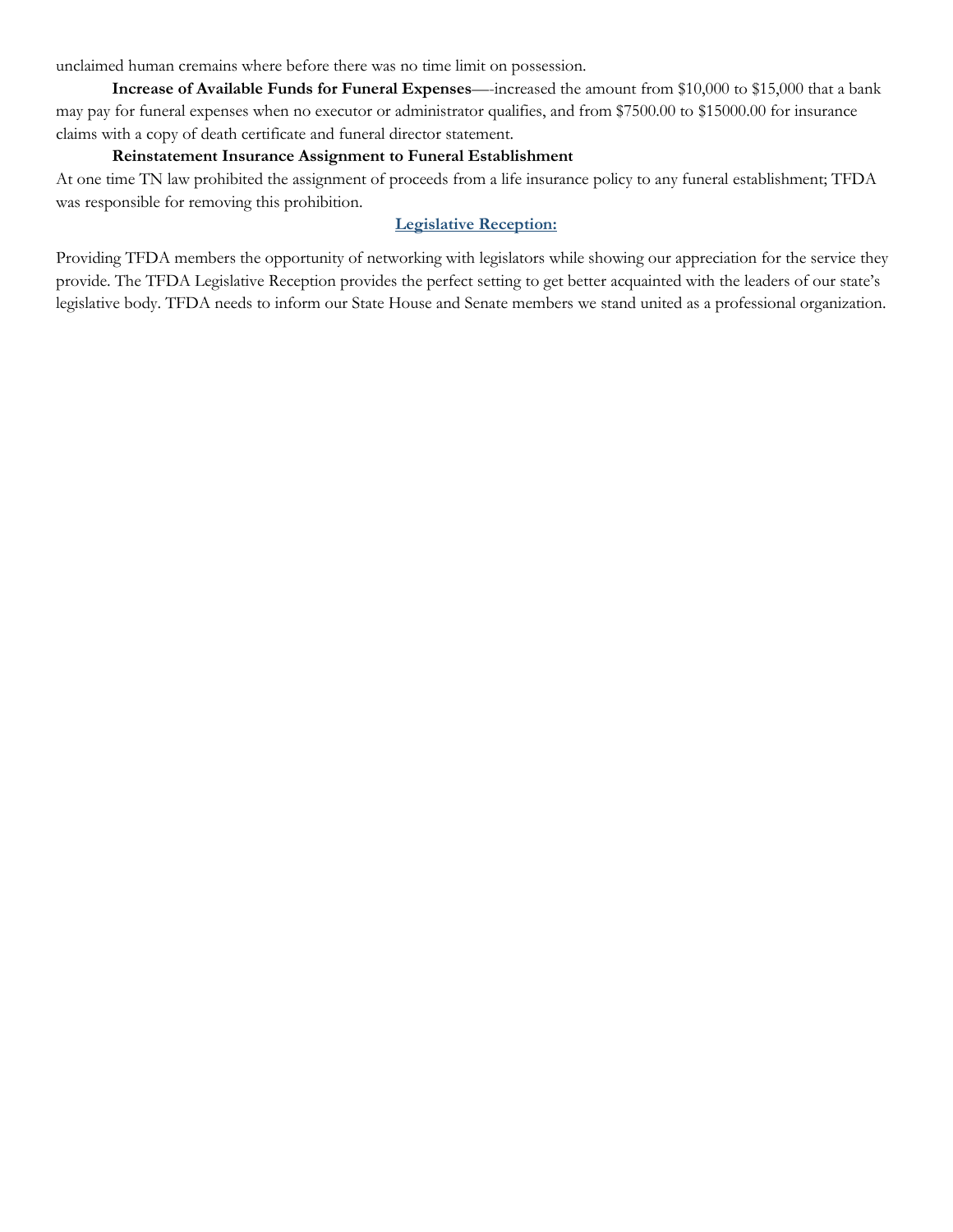unclaimed human cremains where before there was no time limit on possession.

**Increase of Available Funds for Funeral Expenses**—-increased the amount from $10,000 to $15,000 that a bank may pay for funeral expenses when no executor or administrator qualifies, and from $7500.00 to $15000.00 for insurance claims with a copy of death certificate and funeral director statement.

**Reinstatement Insurance Assignment to Funeral Establishment**

At one time TN law prohibited the assignment of proceeds from a life insurance policy to any funeral establishment; TFDA was responsible for removing this prohibition.

## Legislative Reception:

Providing TFDA members the opportunity of networking with legislators while showing our appreciation for the service they provide. The TFDA Legislative Reception provides the perfect setting to get better acquainted with the leaders of our state's legislative body. TFDA needs to inform our State House and Senate members we stand united as a professional organization.